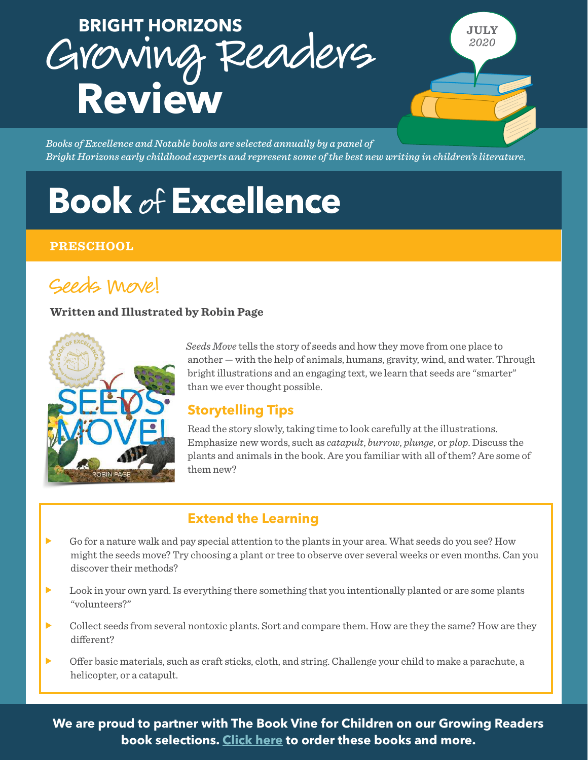# BRIGHT HORIZONS Growing Readers Review

JULY 2020

*Books of Excellence and Notable books are selected annually by a panel of Bright Horizons early childhood experts and represent some of the best new writing in children's literature.*

## Book of Excellence

**PRESCHOOL**

### Seeds Move!

**Written and Illustrated by Robin Page**

*Seeds Move* tells the story of seeds and how they move from one place to another — with the help of animals, humans, gravity, wind, and water. Through bright illustrations and an engaging text, we learn that seeds are "smarter" than we ever thought possible.

#### Storytelling Tips

Read the story slowly, taking time to look carefully at the illustrations. Emphasize new words, such as *catapult*, *burrow*, *plunge*, or *plop*. Discuss the plants and animals in the book. Are you familiar with all of them? Are some of them new?

#### Extend the Learning

- Go for a nature walk and pay special attention to the plants in your area. What seeds do you see? How might the seeds move? Try choosing a plant or tree to observe over several weeks or even months. Can you discover their methods?
- Look in your own yard. Is everything there something that you intentionally planted or are some plants "volunteers?"
- Collect seeds from several nontoxic plants. Sort and compare them. How are they the same? How are they different?
- Offer basic materials, such as craft sticks, cloth, and string. Challenge your child to make a parachute, a helicopter, or a catapult.

**We are proud to partner with The Book Vine for Children on our Growing Readers book selections. Click here to order these books and more.**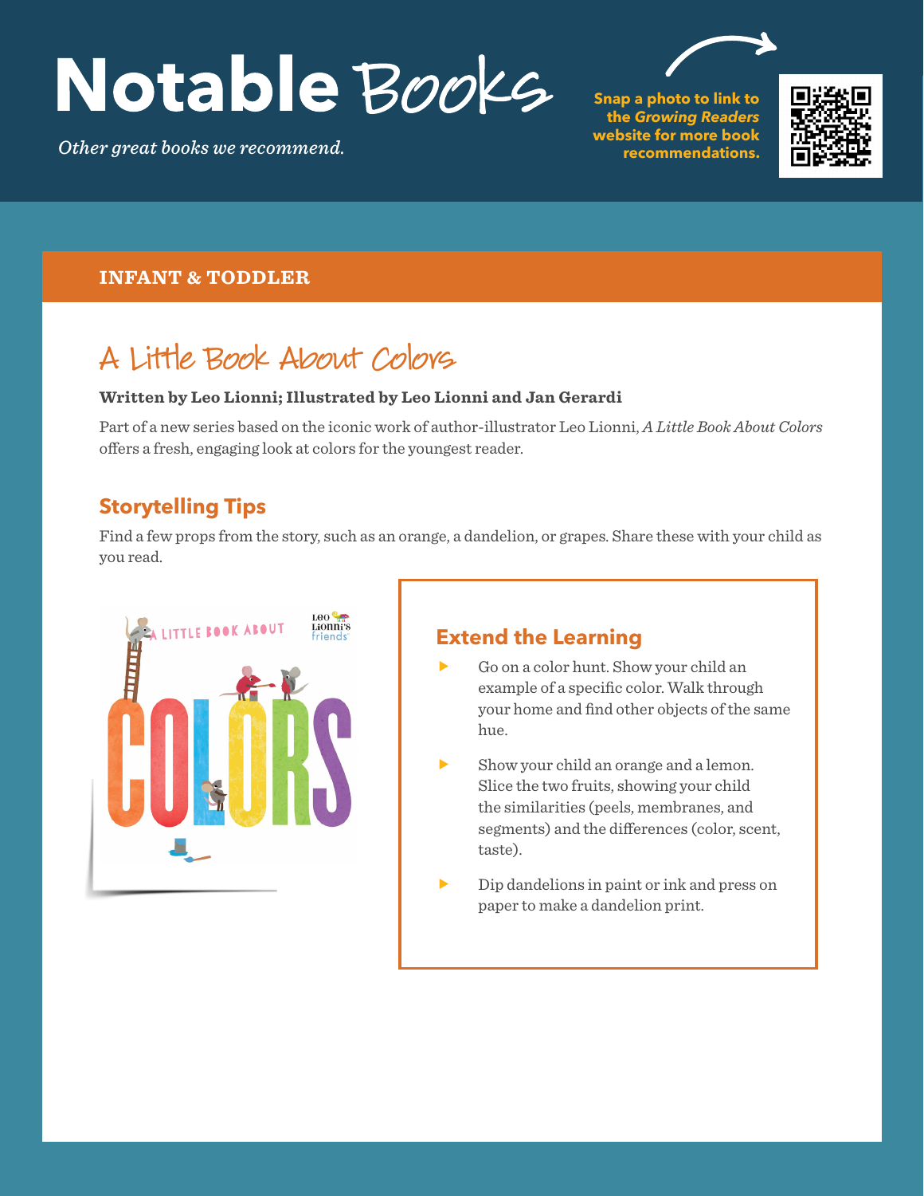# Notable Books

*Other great books we recommend.*

**Snap a photo to link to the *Growing Readers* website for more book recommendations.**

## INFANT & TODDLER

### A Little Book About Colors

**Written by Leo Lionni; Illustrated by Leo Lionni and Jan Gerardi**

Part of a new series based on the iconic work of author-illustrator Leo Lionni, *A Little Book About Colors* offers a fresh, engaging look at colors for the youngest reader.

#### Storytelling Tips

Find a few props from the story, such as an orange, a dandelion, or grapes. Share these with your child as you read.

#### Extend the Learning

- Go on a color hunt. Show your child an example of a specific color. Walk through your home and find other objects of the same hue.
- Show your child an orange and a lemon. Slice the two fruits, showing your child the similarities (peels, membranes, and segments) and the differences (color, scent, taste).
- Dip dandelions in paint or ink and press on paper to make a dandelion print.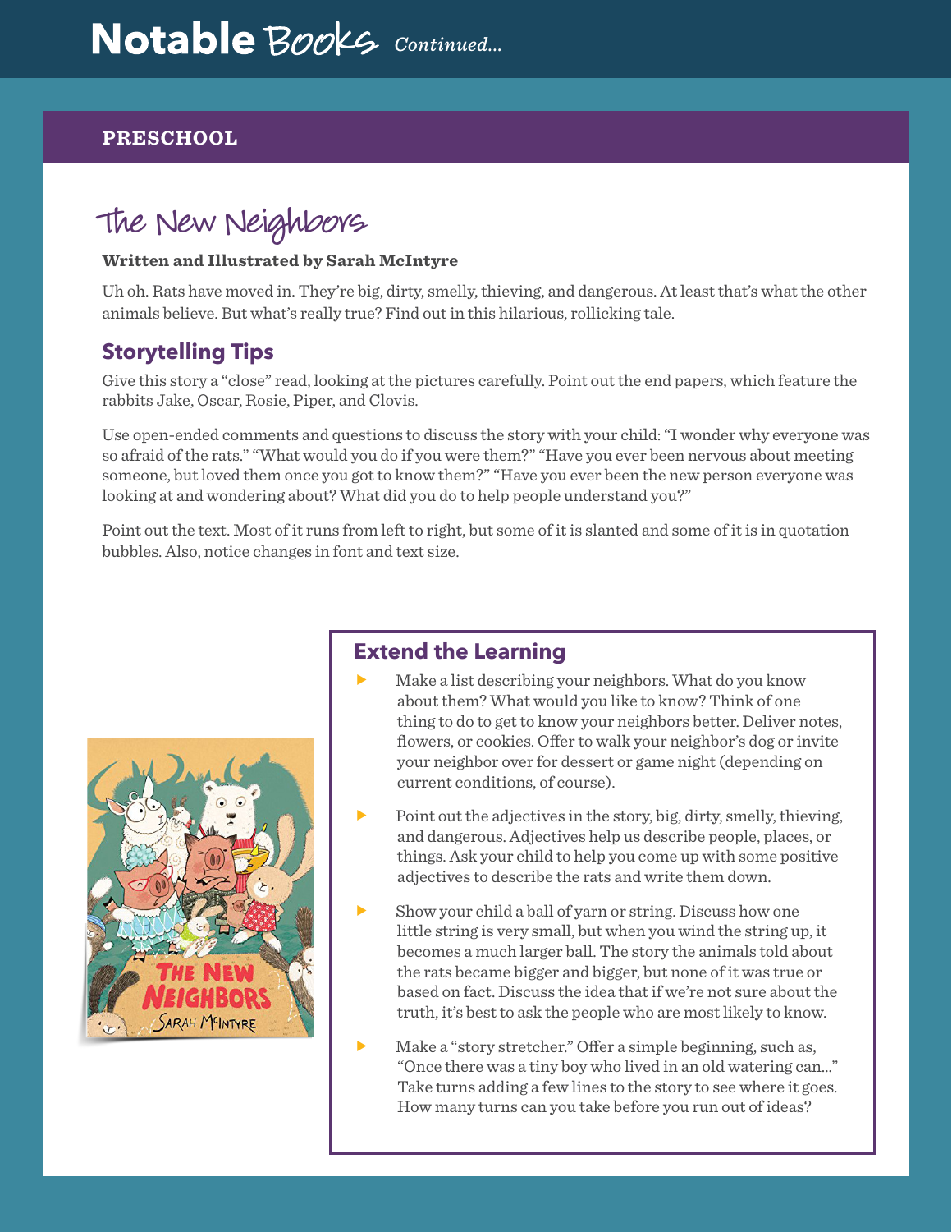# Notable Books *Continued...*

## PRESCHOOL

## The New Neighbors

**Written and Illustrated by Sarah McIntyre**

Uh oh. Rats have moved in. They're big, dirty, smelly, thieving, and dangerous. At least that's what the other animals believe. But what's really true? Find out in this hilarious, rollicking tale.

### Storytelling Tips

Give this story a "close" read, looking at the pictures carefully. Point out the end papers, which feature the rabbits Jake, Oscar, Rosie, Piper, and Clovis.

Use open-ended comments and questions to discuss the story with your child: "I wonder why everyone was so afraid of the rats." "What would you do if you were them?" "Have you ever been nervous about meeting someone, but loved them once you got to know them?" "Have you ever been the new person everyone was looking at and wondering about? What did you do to help people understand you?"

Point out the text. Most of it runs from left to right, but some of it is slanted and some of it is in quotation bubbles. Also, notice changes in font and text size.

### Extend the Learning

- Make a list describing your neighbors. What do you know about them? What would you like to know? Think of one thing to do to get to know your neighbors better. Deliver notes, flowers, or cookies. Offer to walk your neighbor's dog or invite your neighbor over for dessert or game night (depending on current conditions, of course).
- Point out the adjectives in the story, big, dirty, smelly, thieving, and dangerous. Adjectives help us describe people, places, or things. Ask your child to help you come up with some positive adjectives to describe the rats and write them down.
- Show your child a ball of yarn or string. Discuss how one little string is very small, but when you wind the string up, it becomes a much larger ball. The story the animals told about the rats became bigger and bigger, but none of it was true or based on fact. Discuss the idea that if we're not sure about the truth, it's best to ask the people who are most likely to know.
- Make a "story stretcher." Offer a simple beginning, such as, "Once there was a tiny boy who lived in an old watering can..." Take turns adding a few lines to the story to see where it goes. How many turns can you take before you run out of ideas?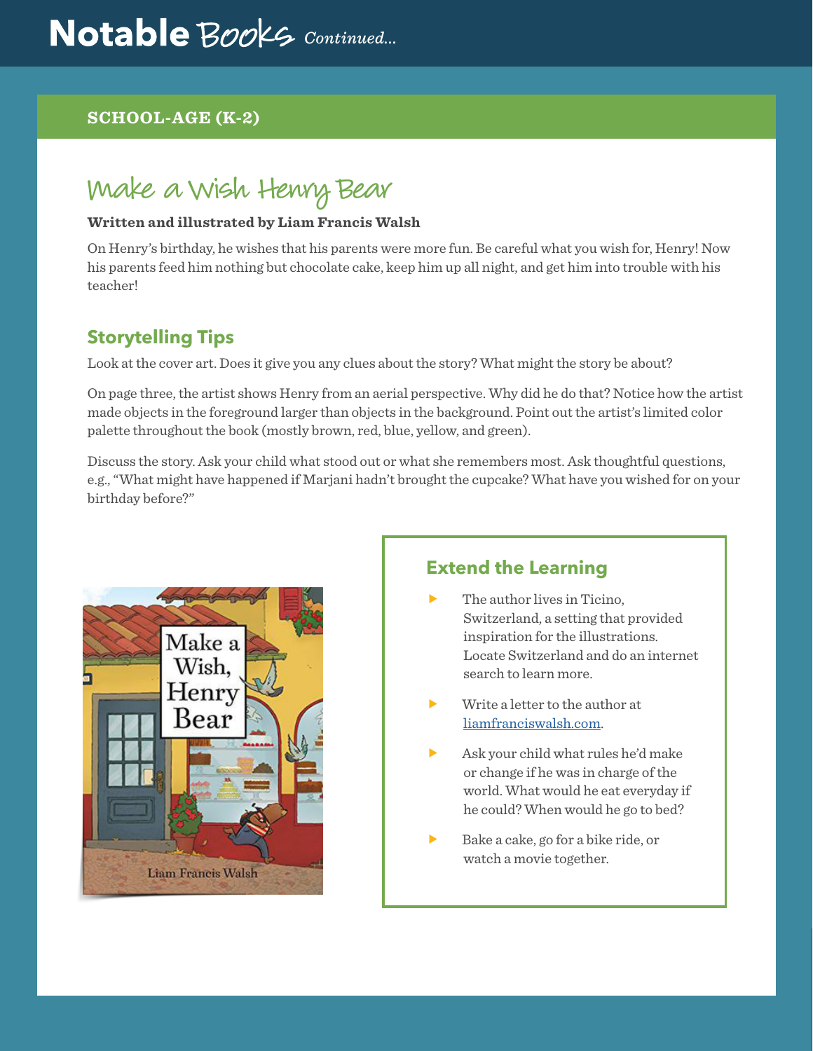# Notable Books *Continued...*

## SCHOOL-AGE (K-2)

### Make a Wish Henry Bear

**Written and illustrated by Liam Francis Walsh**

On Henry's birthday, he wishes that his parents were more fun. Be careful what you wish for, Henry! Now his parents feed him nothing but chocolate cake, keep him up all night, and get him into trouble with his teacher!

### Storytelling Tips

Look at the cover art. Does it give you any clues about the story? What might the story be about?

On page three, the artist shows Henry from an aerial perspective. Why did he do that? Notice how the artist made objects in the foreground larger than objects in the background. Point out the artist's limited color palette throughout the book (mostly brown, red, blue, yellow, and green).

Discuss the story. Ask your child what stood out or what she remembers most. Ask thoughtful questions, e.g., "What might have happened if Marjani hadn't brought the cupcake? What have you wished for on your birthday before?"

### Extend the Learning

- The author lives in Ticino, Switzerland, a setting that provided inspiration for the illustrations. Locate Switzerland and do an internet search to learn more.
- Write a letter to the author at liamfranciswalsh.com.
- Ask your child what rules he'd make or change if he was in charge of the world. What would he eat everyday if he could? When would he go to bed?
- Bake a cake, go for a bike ride, or watch a movie together.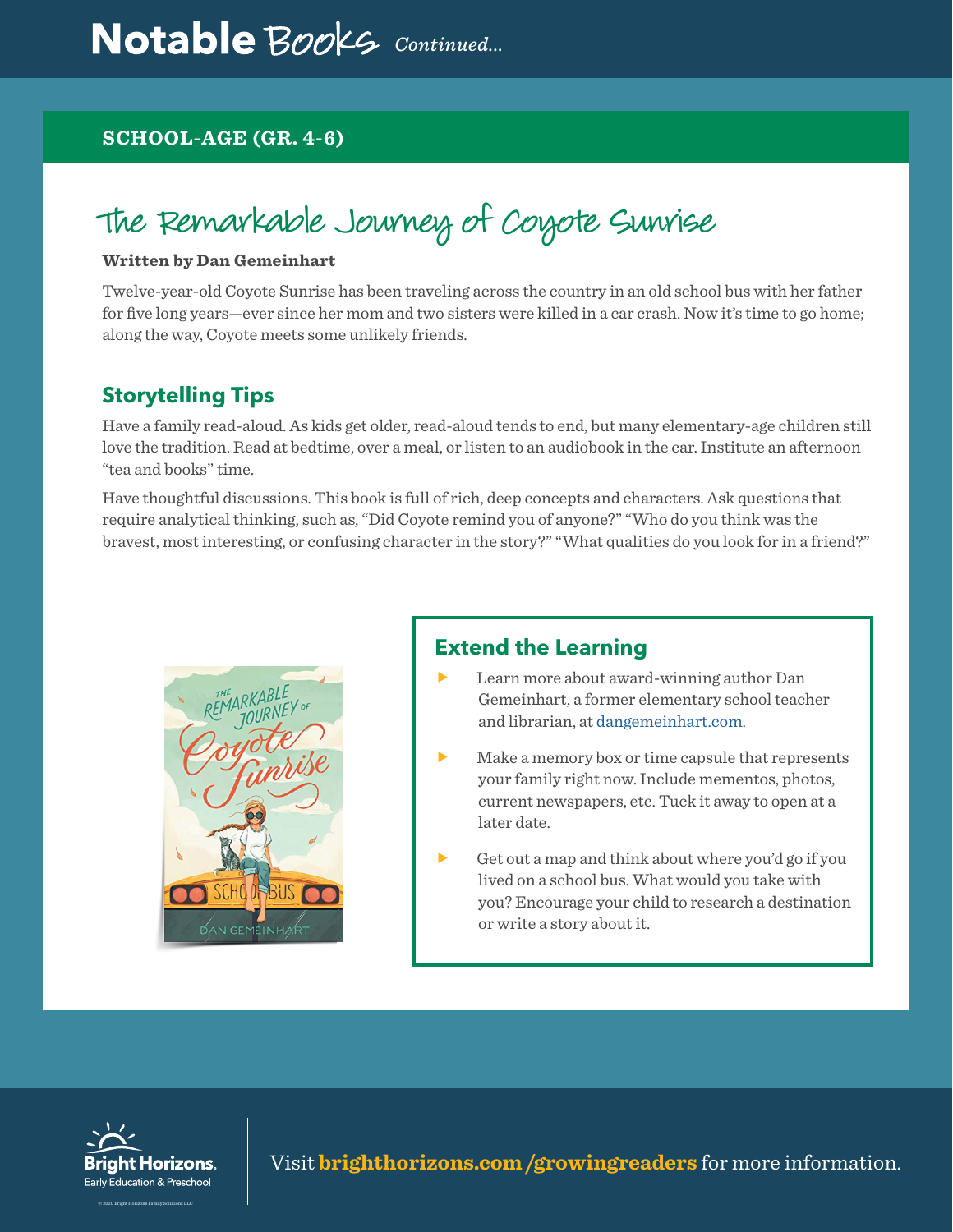# Notable Books *Continued...*

## SCHOOL-AGE (GR. 4-6)

## The Remarkable Journey of Coyote Sunrise

**Written by Dan Gemeinhart**

Twelve-year-old Coyote Sunrise has been traveling across the country in an old school bus with her father for five long years—ever since her mom and two sisters were killed in a car crash. Now it's time to go home; along the way, Coyote meets some unlikely friends.

### Storytelling Tips

Have a family read-aloud. As kids get older, read-aloud tends to end, but many elementary-age children still love the tradition. Read at bedtime, over a meal, or listen to an audiobook in the car. Institute an afternoon "tea and books" time.

Have thoughtful discussions. This book is full of rich, deep concepts and characters. Ask questions that require analytical thinking, such as, "Did Coyote remind you of anyone?" "Who do you think was the bravest, most interesting, or confusing character in the story?" "What qualities do you look for in a friend?"

### Extend the Learning

- Learn more about award-winning author Dan Gemeinhart, a former elementary school teacher and librarian, at dangemeinhart.com.
- Make a memory box or time capsule that represents your family right now. Include mementos, photos, current newspapers, etc. Tuck it away to open at a later date.
- Get out a map and think about where you'd go if you lived on a school bus. What would you take with you? Encourage your child to research a destination or write a story about it.

Bright Horizons. Early Education & Preschool

© 2020 Bright Horizons Family Solutions LLC

Visit **brighthorizons.com /growingreaders** for more information.